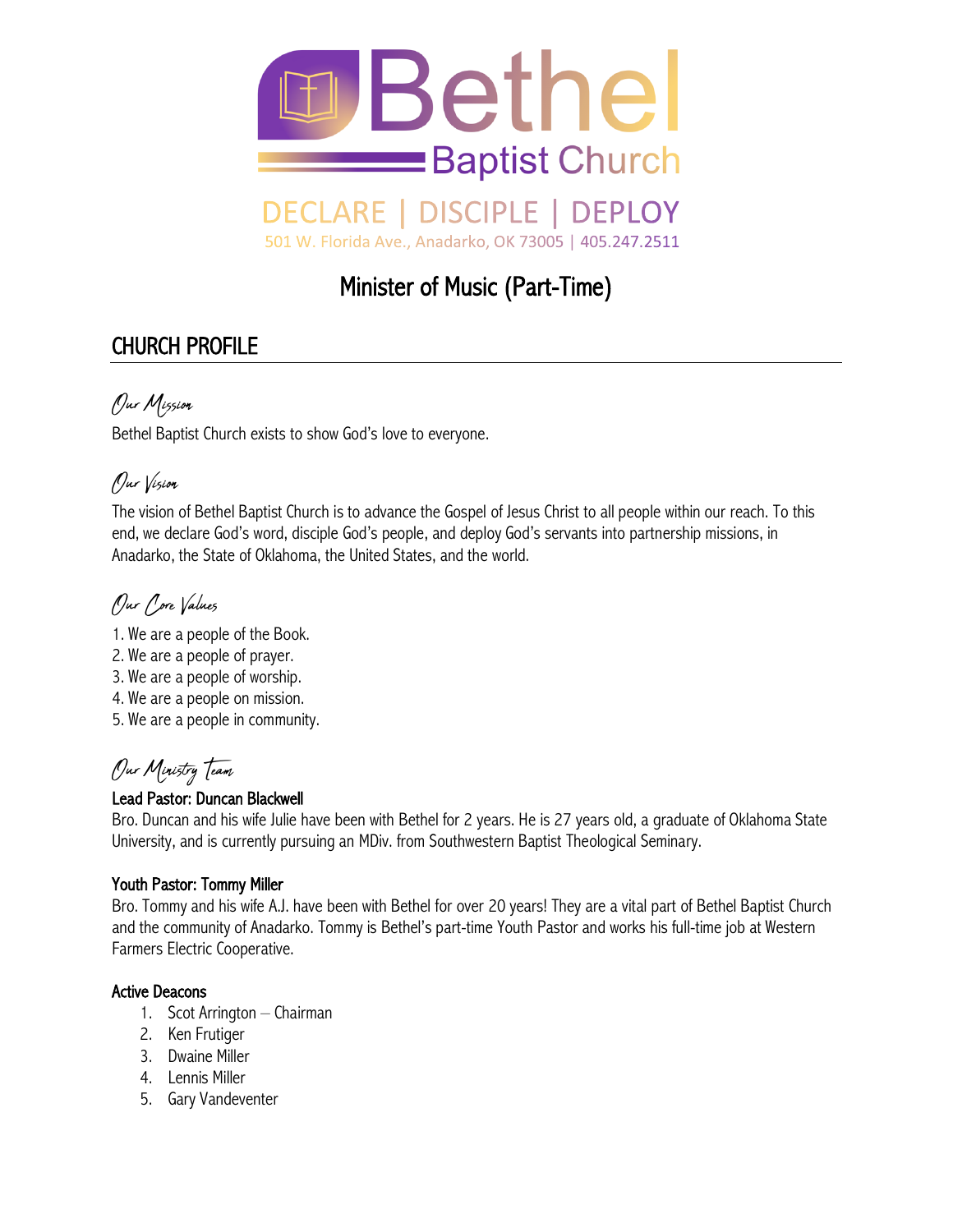Bethel Baptist Church

DECLARE | DISCIPLE | DEPLOY

501 W. Florida Ave., Anadarko, OK 73005 | 405.247.2511

# Minister of Music (Part-Time)

## CHURCH PROFILE

### *Our Mission*

Bethel Baptist Church exists to show God's love to everyone.

### *Our Vision*

The vision of Bethel Baptist Church is to advance the Gospel of Jesus Christ to all people within our reach. To this end, we declare God's word, disciple God's people, and deploy God's servants into partnership missions, in Anadarko, the State of Oklahoma, the United States, and the world.

### *Our Core Values*

1. We are a people of the Book.
2. We are a people of prayer.
3. We are a people of worship.
4. We are a people on mission.
5. We are a people in community.

### *Our Ministry Team*

**Lead Pastor: Duncan Blackwell**

Bro. Duncan and his wife Julie have been with Bethel for 2 years. He is 27 years old, a graduate of Oklahoma State University, and is currently pursuing an MDiv. from Southwestern Baptist Theological Seminary.

**Youth Pastor: Tommy Miller**

Bro. Tommy and his wife A.J. have been with Bethel for over 20 years! They are a vital part of Bethel Baptist Church and the community of Anadarko. Tommy is Bethel's part-time Youth Pastor and works his full-time job at Western Farmers Electric Cooperative.

**Active Deacons**

1. Scot Arrington – Chairman
2. Ken Frutiger
3. Dwaine Miller
4. Lennis Miller
5. Gary Vandeventer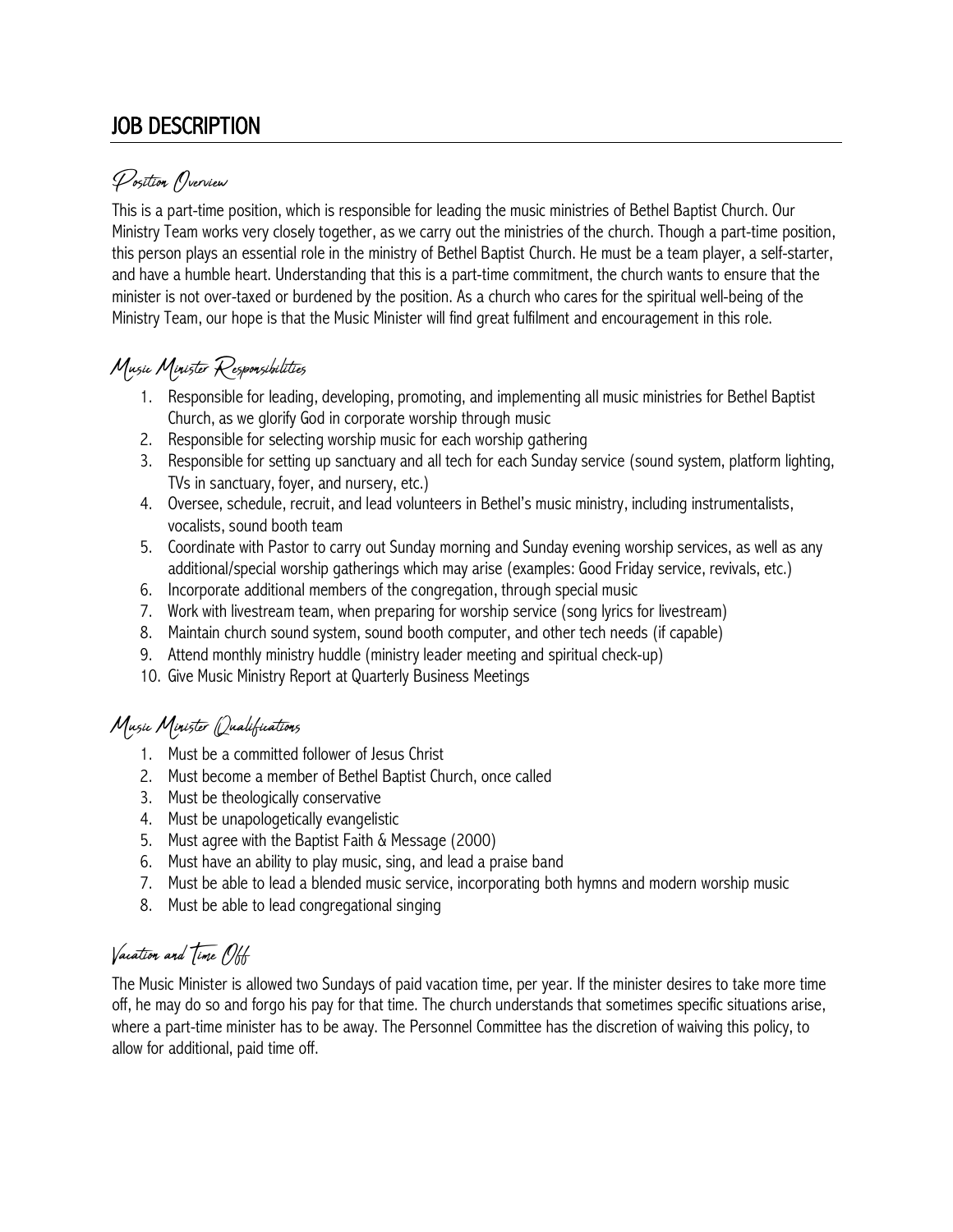# JOB DESCRIPTION

## Position Overview

This is a part-time position, which is responsible for leading the music ministries of Bethel Baptist Church. Our Ministry Team works very closely together, as we carry out the ministries of the church. Though a part-time position, this person plays an essential role in the ministry of Bethel Baptist Church. He must be a team player, a self-starter, and have a humble heart. Understanding that this is a part-time commitment, the church wants to ensure that the minister is not over-taxed or burdened by the position. As a church who cares for the spiritual well-being of the Ministry Team, our hope is that the Music Minister will find great fulfilment and encouragement in this role.

## Music Minister Responsibilities

1. Responsible for leading, developing, promoting, and implementing all music ministries for Bethel Baptist Church, as we glorify God in corporate worship through music
2. Responsible for selecting worship music for each worship gathering
3. Responsible for setting up sanctuary and all tech for each Sunday service (sound system, platform lighting, TVs in sanctuary, foyer, and nursery, etc.)
4. Oversee, schedule, recruit, and lead volunteers in Bethel's music ministry, including instrumentalists, vocalists, sound booth team
5. Coordinate with Pastor to carry out Sunday morning and Sunday evening worship services, as well as any additional/special worship gatherings which may arise (examples: Good Friday service, revivals, etc.)
6. Incorporate additional members of the congregation, through special music
7. Work with livestream team, when preparing for worship service (song lyrics for livestream)
8. Maintain church sound system, sound booth computer, and other tech needs (if capable)
9. Attend monthly ministry huddle (ministry leader meeting and spiritual check-up)
10. Give Music Ministry Report at Quarterly Business Meetings

## Music Minister Qualifications

1. Must be a committed follower of Jesus Christ
2. Must become a member of Bethel Baptist Church, once called
3. Must be theologically conservative
4. Must be unapologetically evangelistic
5. Must agree with the Baptist Faith & Message (2000)
6. Must have an ability to play music, sing, and lead a praise band
7. Must be able to lead a blended music service, incorporating both hymns and modern worship music
8. Must be able to lead congregational singing

## Vacation and Time Off

The Music Minister is allowed two Sundays of paid vacation time, per year. If the minister desires to take more time off, he may do so and forgo his pay for that time. The church understands that sometimes specific situations arise, where a part-time minister has to be away. The Personnel Committee has the discretion of waiving this policy, to allow for additional, paid time off.